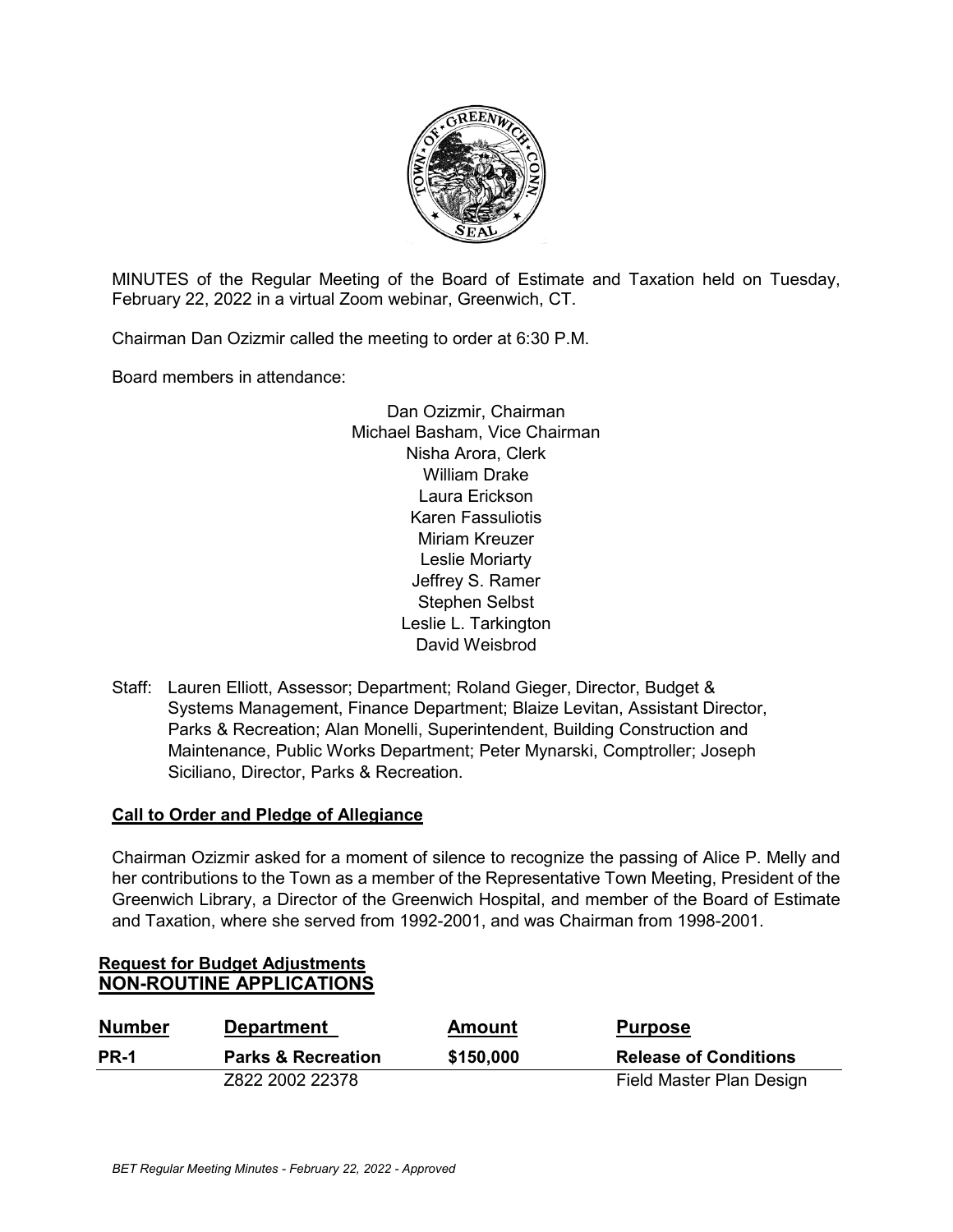MINUTES of the Regular Meeting of the Board of Estimate and Taxation held on Tuesday, February 22, 2022 in a virtual Zoom webinar, Greenwich, CT.

Chairman Dan Ozizmir called the meeting to order at 6:30 P.M.

Board members in attendance:

Dan Ozizmir, Chairman
Michael Basham, Vice Chairman
Nisha Arora, Clerk
William Drake
Laura Erickson
Karen Fassuliotis
Miriam Kreuzer
Leslie Moriarty
Jeffrey S. Ramer
Stephen Selbst
Leslie L. Tarkington
David Weisbrod

Staff: Lauren Elliott, Assessor; Department; Roland Gieger, Director, Budget & Systems Management, Finance Department; Blaize Levitan, Assistant Director, Parks & Recreation; Alan Monelli, Superintendent, Building Construction and Maintenance, Public Works Department; Peter Mynarski, Comptroller; Joseph Siciliano, Director, Parks & Recreation.

## Call to Order and Pledge of Allegiance

Chairman Ozizmir asked for a moment of silence to recognize the passing of Alice P. Melly and her contributions to the Town as a member of the Representative Town Meeting, President of the Greenwich Library, a Director of the Greenwich Hospital, and member of the Board of Estimate and Taxation, where she served from 1992-2001, and was Chairman from 1998-2001.

## Request for Budget Adjustments

## NON-ROUTINE APPLICATIONS

| Number | Department | Amount | Purpose |
|---|---|---|---|
| **PR-1** | **Parks & Recreation** | **$150,000** | **Release of Conditions** |
| | Z822 2002 22378 | | Field Master Plan Design |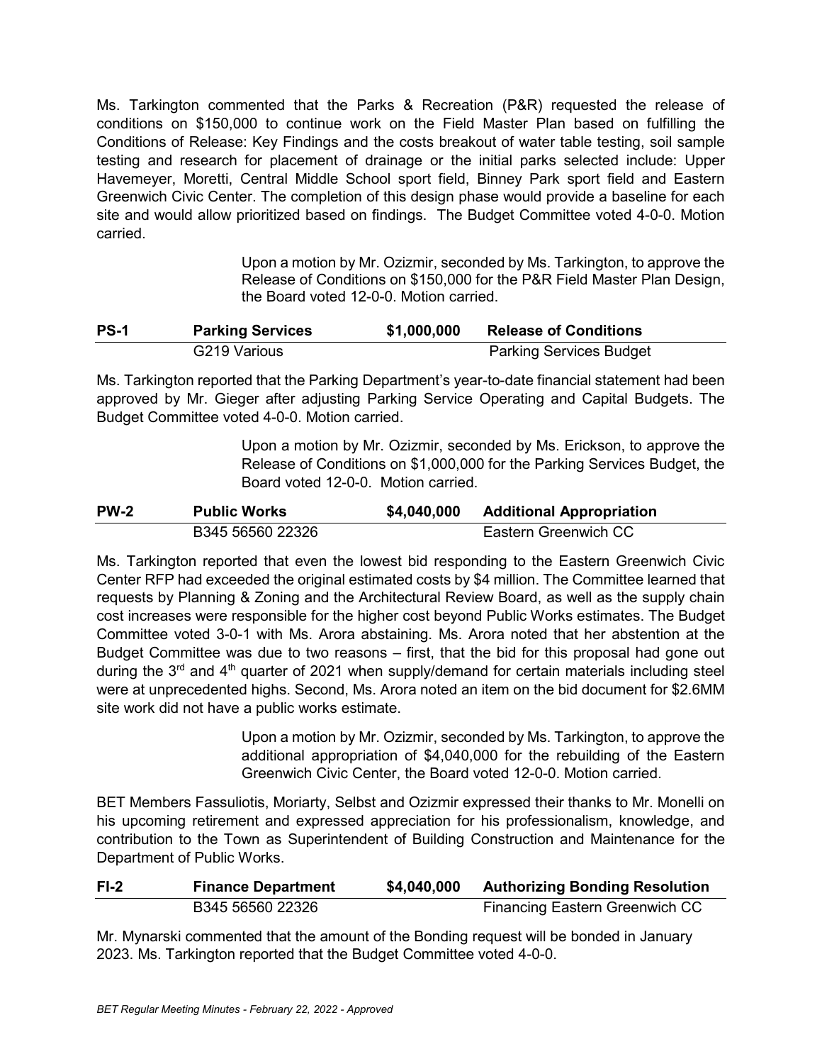Ms. Tarkington commented that the Parks & Recreation (P&R) requested the release of conditions on $150,000 to continue work on the Field Master Plan based on fulfilling the Conditions of Release: Key Findings and the costs breakout of water table testing, soil sample testing and research for placement of drainage or the initial parks selected include: Upper Havemeyer, Moretti, Central Middle School sport field, Binney Park sport field and Eastern Greenwich Civic Center. The completion of this design phase would provide a baseline for each site and would allow prioritized based on findings. The Budget Committee voted 4-0-0. Motion carried.

> Upon a motion by Mr. Ozizmir, seconded by Ms. Tarkington, to approve the Release of Conditions on $150,000 for the P&R Field Master Plan Design, the Board voted 12-0-0. Motion carried.

| **PS-1** | **Parking Services** | **$1,000,000** | **Release of Conditions** |
|---|---|---|---|
| | G219 Various | | Parking Services Budget |

Ms. Tarkington reported that the Parking Department's year-to-date financial statement had been approved by Mr. Gieger after adjusting Parking Service Operating and Capital Budgets. The Budget Committee voted 4-0-0. Motion carried.

> Upon a motion by Mr. Ozizmir, seconded by Ms. Erickson, to approve the Release of Conditions on $1,000,000 for the Parking Services Budget, the Board voted 12-0-0. Motion carried.

| **PW-2** | **Public Works** | **$4,040,000** | **Additional Appropriation** |
|---|---|---|---|
| | B345 56560 22326 | | Eastern Greenwich CC |

Ms. Tarkington reported that even the lowest bid responding to the Eastern Greenwich Civic Center RFP had exceeded the original estimated costs by $4 million. The Committee learned that requests by Planning & Zoning and the Architectural Review Board, as well as the supply chain cost increases were responsible for the higher cost beyond Public Works estimates. The Budget Committee voted 3-0-1 with Ms. Arora abstaining. Ms. Arora noted that her abstention at the Budget Committee was due to two reasons – first, that the bid for this proposal had gone out during the 3rd and 4th quarter of 2021 when supply/demand for certain materials including steel were at unprecedented highs. Second, Ms. Arora noted an item on the bid document for $2.6MM site work did not have a public works estimate.

> Upon a motion by Mr. Ozizmir, seconded by Ms. Tarkington, to approve the additional appropriation of $4,040,000 for the rebuilding of the Eastern Greenwich Civic Center, the Board voted 12-0-0. Motion carried.

BET Members Fassuliotis, Moriarty, Selbst and Ozizmir expressed their thanks to Mr. Monelli on his upcoming retirement and expressed appreciation for his professionalism, knowledge, and contribution to the Town as Superintendent of Building Construction and Maintenance for the Department of Public Works.

| **FI-2** | **Finance Department** | **$4,040,000** | **Authorizing Bonding Resolution** |
|---|---|---|---|
| | B345 56560 22326 | | Financing Eastern Greenwich CC |

Mr. Mynarski commented that the amount of the Bonding request will be bonded in January 2023. Ms. Tarkington reported that the Budget Committee voted 4-0-0.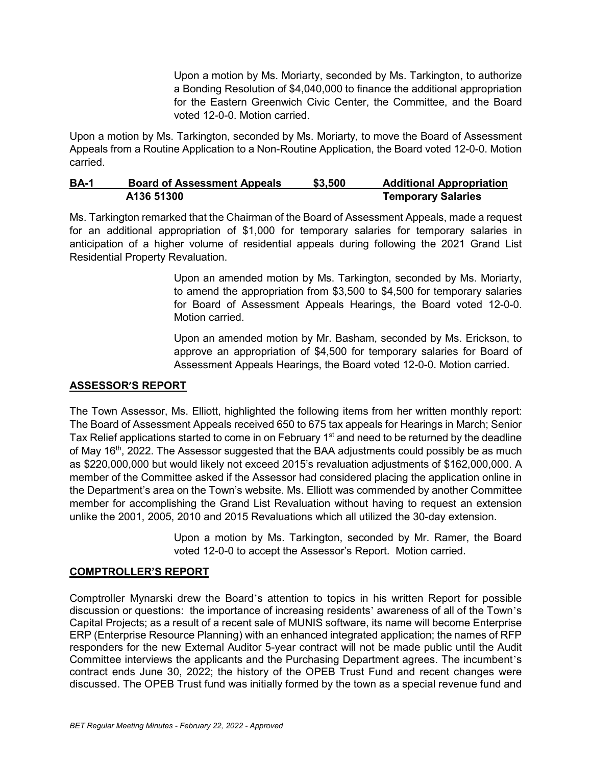Upon a motion by Ms. Moriarty, seconded by Ms. Tarkington, to authorize a Bonding Resolution of $4,040,000 to finance the additional appropriation for the Eastern Greenwich Civic Center, the Committee, and the Board voted 12-0-0. Motion carried.

Upon a motion by Ms. Tarkington, seconded by Ms. Moriarty, to move the Board of Assessment Appeals from a Routine Application to a Non-Routine Application, the Board voted 12-0-0. Motion carried.

| | | | |
|---|---|---|---|
| **BA-1** | **Board of Assessment Appeals** | **$3,500** | **Additional Appropriation** |
| | **A136 51300** | | **Temporary Salaries** |

Ms. Tarkington remarked that the Chairman of the Board of Assessment Appeals, made a request for an additional appropriation of $1,000 for temporary salaries for temporary salaries in anticipation of a higher volume of residential appeals during following the 2021 Grand List Residential Property Revaluation.

Upon an amended motion by Ms. Tarkington, seconded by Ms. Moriarty, to amend the appropriation from $3,500 to $4,500 for temporary salaries for Board of Assessment Appeals Hearings, the Board voted 12-0-0. Motion carried.

Upon an amended motion by Mr. Basham, seconded by Ms. Erickson, to approve an appropriation of $4,500 for temporary salaries for Board of Assessment Appeals Hearings, the Board voted 12-0-0. Motion carried.

## ASSESSOR'S REPORT

The Town Assessor, Ms. Elliott, highlighted the following items from her written monthly report: The Board of Assessment Appeals received 650 to 675 tax appeals for Hearings in March; Senior Tax Relief applications started to come in on February 1st and need to be returned by the deadline of May 16th, 2022. The Assessor suggested that the BAA adjustments could possibly be as much as $220,000,000 but would likely not exceed 2015's revaluation adjustments of $162,000,000. A member of the Committee asked if the Assessor had considered placing the application online in the Department's area on the Town's website. Ms. Elliott was commended by another Committee member for accomplishing the Grand List Revaluation without having to request an extension unlike the 2001, 2005, 2010 and 2015 Revaluations which all utilized the 30-day extension.

Upon a motion by Ms. Tarkington, seconded by Mr. Ramer, the Board voted 12-0-0 to accept the Assessor's Report. Motion carried.

## COMPTROLLER'S REPORT

Comptroller Mynarski drew the Board's attention to topics in his written Report for possible discussion or questions: the importance of increasing residents' awareness of all of the Town's Capital Projects; as a result of a recent sale of MUNIS software, its name will become Enterprise ERP (Enterprise Resource Planning) with an enhanced integrated application; the names of RFP responders for the new External Auditor 5-year contract will not be made public until the Audit Committee interviews the applicants and the Purchasing Department agrees. The incumbent's contract ends June 30, 2022; the history of the OPEB Trust Fund and recent changes were discussed. The OPEB Trust fund was initially formed by the town as a special revenue fund and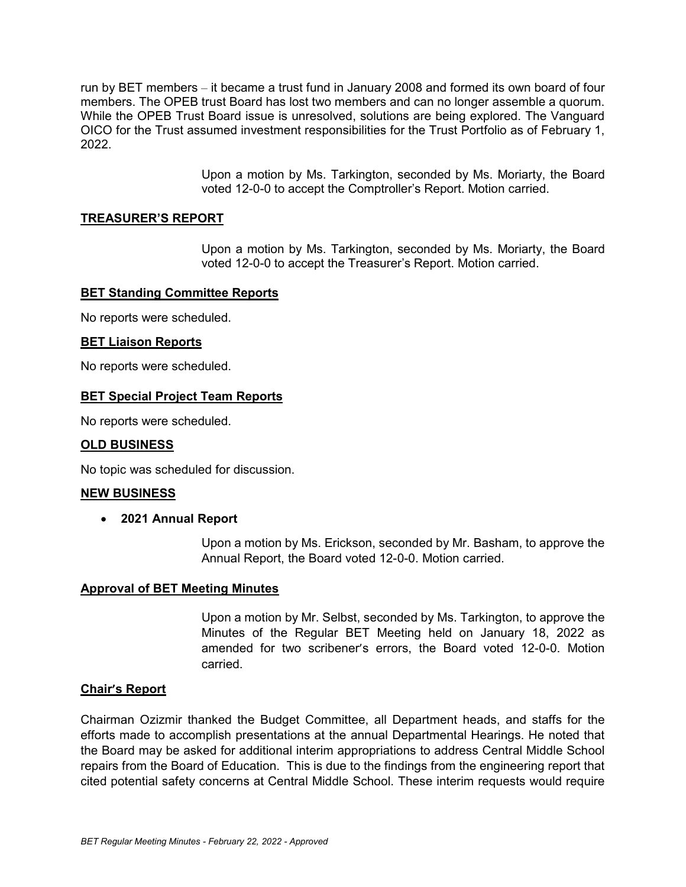run by BET members – it became a trust fund in January 2008 and formed its own board of four members. The OPEB trust Board has lost two members and can no longer assemble a quorum. While the OPEB Trust Board issue is unresolved, solutions are being explored. The Vanguard OICO for the Trust assumed investment responsibilities for the Trust Portfolio as of February 1, 2022.

> Upon a motion by Ms. Tarkington, seconded by Ms. Moriarty, the Board voted 12-0-0 to accept the Comptroller's Report. Motion carried.

## TREASURER'S REPORT

> Upon a motion by Ms. Tarkington, seconded by Ms. Moriarty, the Board voted 12-0-0 to accept the Treasurer's Report. Motion carried.

## BET Standing Committee Reports

No reports were scheduled.

## BET Liaison Reports

No reports were scheduled.

## BET Special Project Team Reports

No reports were scheduled.

## OLD BUSINESS

No topic was scheduled for discussion.

## NEW BUSINESS

- **2021 Annual Report**

> Upon a motion by Ms. Erickson, seconded by Mr. Basham, to approve the Annual Report, the Board voted 12-0-0. Motion carried.

## Approval of BET Meeting Minutes

> Upon a motion by Mr. Selbst, seconded by Ms. Tarkington, to approve the Minutes of the Regular BET Meeting held on January 18, 2022 as amended for two scribener's errors, the Board voted 12-0-0. Motion carried.

## Chair's Report

Chairman Ozizmir thanked the Budget Committee, all Department heads, and staffs for the efforts made to accomplish presentations at the annual Departmental Hearings. He noted that the Board may be asked for additional interim appropriations to address Central Middle School repairs from the Board of Education. This is due to the findings from the engineering report that cited potential safety concerns at Central Middle School. These interim requests would require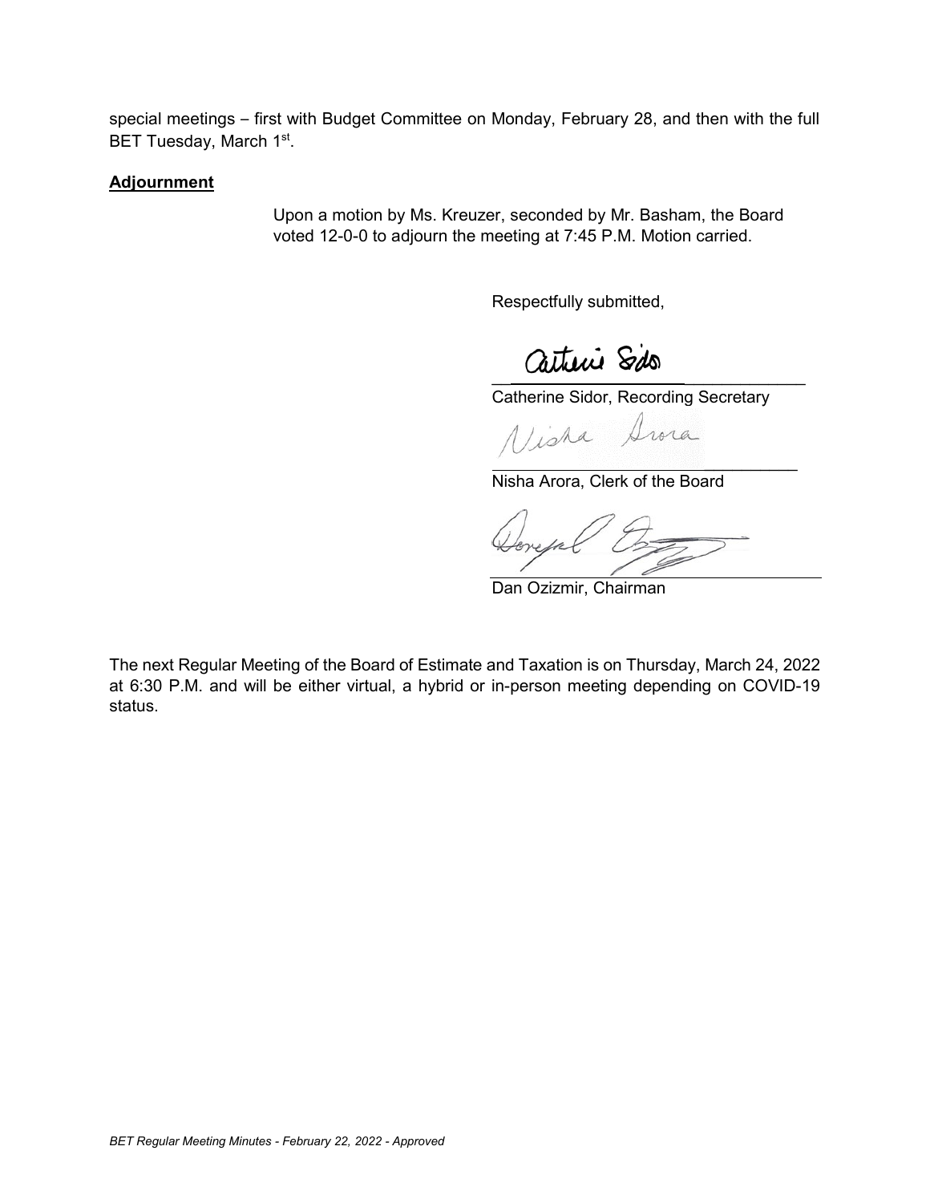special meetings – first with Budget Committee on Monday, February 28, and then with the full BET Tuesday, March 1st.

**Adjournment**

Upon a motion by Ms. Kreuzer, seconded by Mr. Basham, the Board voted 12-0-0 to adjourn the meeting at 7:45 P.M. Motion carried.

Respectfully submitted,

Catherine Sidor, Recording Secretary

Nisha Arora, Clerk of the Board

Dan Ozizmir, Chairman

The next Regular Meeting of the Board of Estimate and Taxation is on Thursday, March 24, 2022 at 6:30 P.M. and will be either virtual, a hybrid or in-person meeting depending on COVID-19 status.